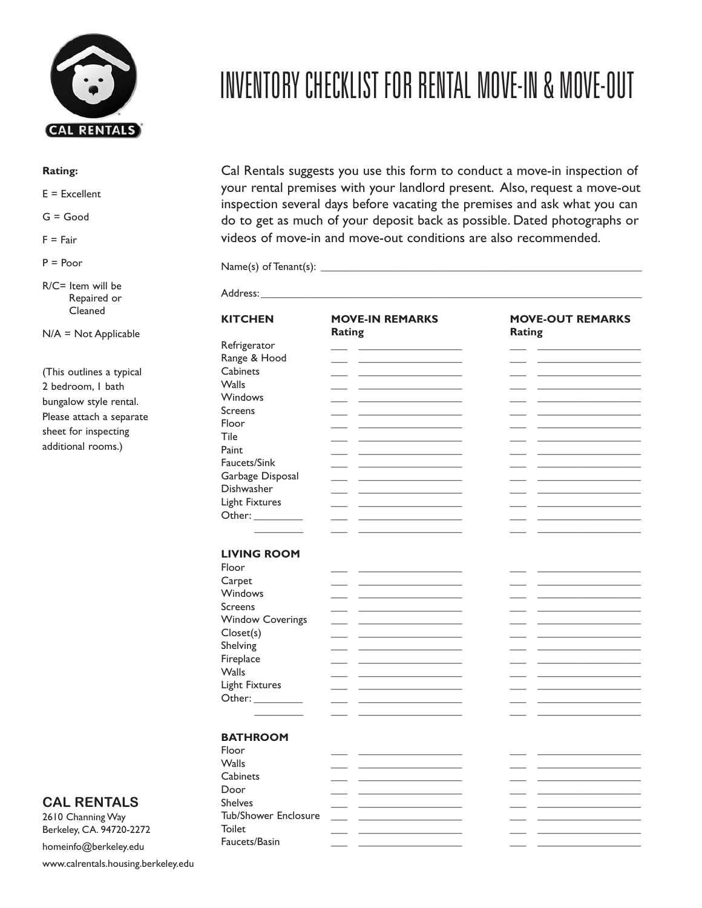# INVENTORY CHECKLIST FOR RENTAL MOVE-IN & MOVE-OUT

**Rating:**

E = Excellent

G = Good

F = Fair

P = Poor

R/C= Item will be Repaired or Cleaned

N/A = Not Applicable

(This outlines a typical 2 bedroom, 1 bath bungalow style rental. Please attach a separate sheet for inspecting additional rooms.)

Cal Rentals suggests you use this form to conduct a move-in inspection of your rental premises with your landlord present. Also, request a move-out inspection several days before vacating the premises and ask what you can do to get as much of your deposit back as possible. Dated photographs or videos of move-in and move-out conditions are also recommended.

Name(s) of Tenant(s): ______________________________________________

Address: ______________________________________________________

| KITCHEN | MOVE-IN REMARKS Rating | | MOVE-OUT REMARKS Rating | |
|---|---|---|---|---|
| Refrigerator | ___ | ________________ | ___ | ________________ |
| Range & Hood | ___ | ________________ | ___ | ________________ |
| Cabinets | ___ | ________________ | ___ | ________________ |
| Walls | ___ | ________________ | ___ | ________________ |
| Windows | ___ | ________________ | ___ | ________________ |
| Screens | ___ | ________________ | ___ | ________________ |
| Floor | ___ | ________________ | ___ | ________________ |
| Tile | ___ | ________________ | ___ | ________________ |
| Paint | ___ | ________________ | ___ | ________________ |
| Faucets/Sink | ___ | ________________ | ___ | ________________ |
| Garbage Disposal | ___ | ________________ | ___ | ________________ |
| Dishwasher | ___ | ________________ | ___ | ________________ |
| Light Fixtures | ___ | ________________ | ___ | ________________ |
| Other: _________ | ___ | ________________ | ___ | ________________ |
| _________ | ___ | ________________ | ___ | ________________ |

| LIVING ROOM | | | | |
|---|---|---|---|---|
| Floor | ___ | ________________ | ___ | ________________ |
| Carpet | ___ | ________________ | ___ | ________________ |
| Windows | ___ | ________________ | ___ | ________________ |
| Screens | ___ | ________________ | ___ | ________________ |
| Window Coverings | ___ | ________________ | ___ | ________________ |
| Closet(s) | ___ | ________________ | ___ | ________________ |
| Shelving | ___ | ________________ | ___ | ________________ |
| Fireplace | ___ | ________________ | ___ | ________________ |
| Walls | ___ | ________________ | ___ | ________________ |
| Light Fixtures | ___ | ________________ | ___ | ________________ |
| Other: _________ | ___ | ________________ | ___ | ________________ |
| _________ | ___ | ________________ | ___ | ________________ |

| BATHROOM | | | | |
|---|---|---|---|---|
| Floor | ___ | ________________ | ___ | ________________ |
| Walls | ___ | ________________ | ___ | ________________ |
| Cabinets | ___ | ________________ | ___ | ________________ |
| Door | ___ | ________________ | ___ | ________________ |
| Shelves | ___ | ________________ | ___ | ________________ |
| Tub/Shower Enclosure | ___ | ________________ | ___ | ________________ |
| Toilet | ___ | ________________ | ___ | ________________ |
| Faucets/Basin | ___ | ________________ | ___ | ________________ |

**CAL RENTALS**

2610 Channing Way
Berkeley, CA. 94720-2272

homeinfo@berkeley.edu

www.calrentals.housing.berkeley.edu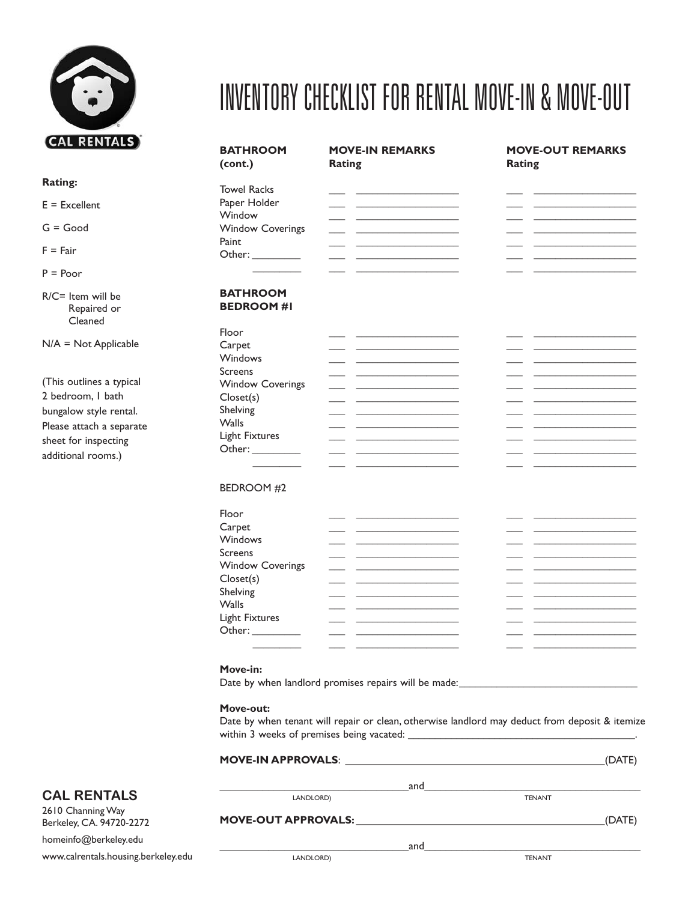CAL RENTALS

# INVENTORY CHECKLIST FOR RENTAL MOVE-IN & MOVE-OUT

**Rating:**

E = Excellent

G = Good

F = Fair

P = Poor

R/C= Item will be Repaired or Cleaned

N/A = Not Applicable

(This outlines a typical 2 bedroom, 1 bath bungalow style rental. Please attach a separate sheet for inspecting additional rooms.)

| BATHROOM (cont.) | MOVE-IN REMARKS Rating | | MOVE-OUT REMARKS Rating | |
|---|---|---|---|---|
| Towel Racks | ___ | ________________ | ___ | ________________ |
| Paper Holder | ___ | ________________ | ___ | ________________ |
| Window | ___ | ________________ | ___ | ________________ |
| Window Coverings | ___ | ________________ | ___ | ________________ |
| Paint | ___ | ________________ | ___ | ________________ |
| Other: _________ | ___ | ________________ | ___ | ________________ |
| _________ | ___ | ________________ | ___ | ________________ |
| **BATHROOM BEDROOM #1** | | | | |
| Floor | ___ | ________________ | ___ | ________________ |
| Carpet | ___ | ________________ | ___ | ________________ |
| Windows | ___ | ________________ | ___ | ________________ |
| Screens | ___ | ________________ | ___ | ________________ |
| Window Coverings | ___ | ________________ | ___ | ________________ |
| Closet(s) | ___ | ________________ | ___ | ________________ |
| Shelving | ___ | ________________ | ___ | ________________ |
| Walls | ___ | ________________ | ___ | ________________ |
| Light Fixtures | ___ | ________________ | ___ | ________________ |
| Other: _________ | ___ | ________________ | ___ | ________________ |
| _________ | ___ | ________________ | ___ | ________________ |
| BEDROOM #2 | | | | |
| Floor | ___ | ________________ | ___ | ________________ |
| Carpet | ___ | ________________ | ___ | ________________ |
| Windows | ___ | ________________ | ___ | ________________ |
| Screens | ___ | ________________ | ___ | ________________ |
| Window Coverings | ___ | ________________ | ___ | ________________ |
| Closet(s) | ___ | ________________ | ___ | ________________ |
| Shelving | ___ | ________________ | ___ | ________________ |
| Walls | ___ | ________________ | ___ | ________________ |
| Light Fixtures | ___ | ________________ | ___ | ________________ |
| Other: _________ | ___ | ________________ | ___ | ________________ |
| _________ | ___ | ________________ | ___ | ________________ |

**Move-in:**
Date by when landlord promises repairs will be made:______________________________

**Move-out:**
Date by when tenant will repair or clean, otherwise landlord may deduct from deposit & itemize within 3 weeks of premises being vacated: ________________________________________.

**MOVE-IN APPROVALS**: ______________________________________________(DATE)

______________________________and______________________________
LANDLORD) TENANT

**MOVE-OUT APPROVALS:** ______________________________________________(DATE)

______________________________and______________________________
LANDLORD) TENANT

**CAL RENTALS**
2610 Channing Way
Berkeley, CA. 94720-2272
homeinfo@berkeley.edu
www.calrentals.housing.berkeley.edu